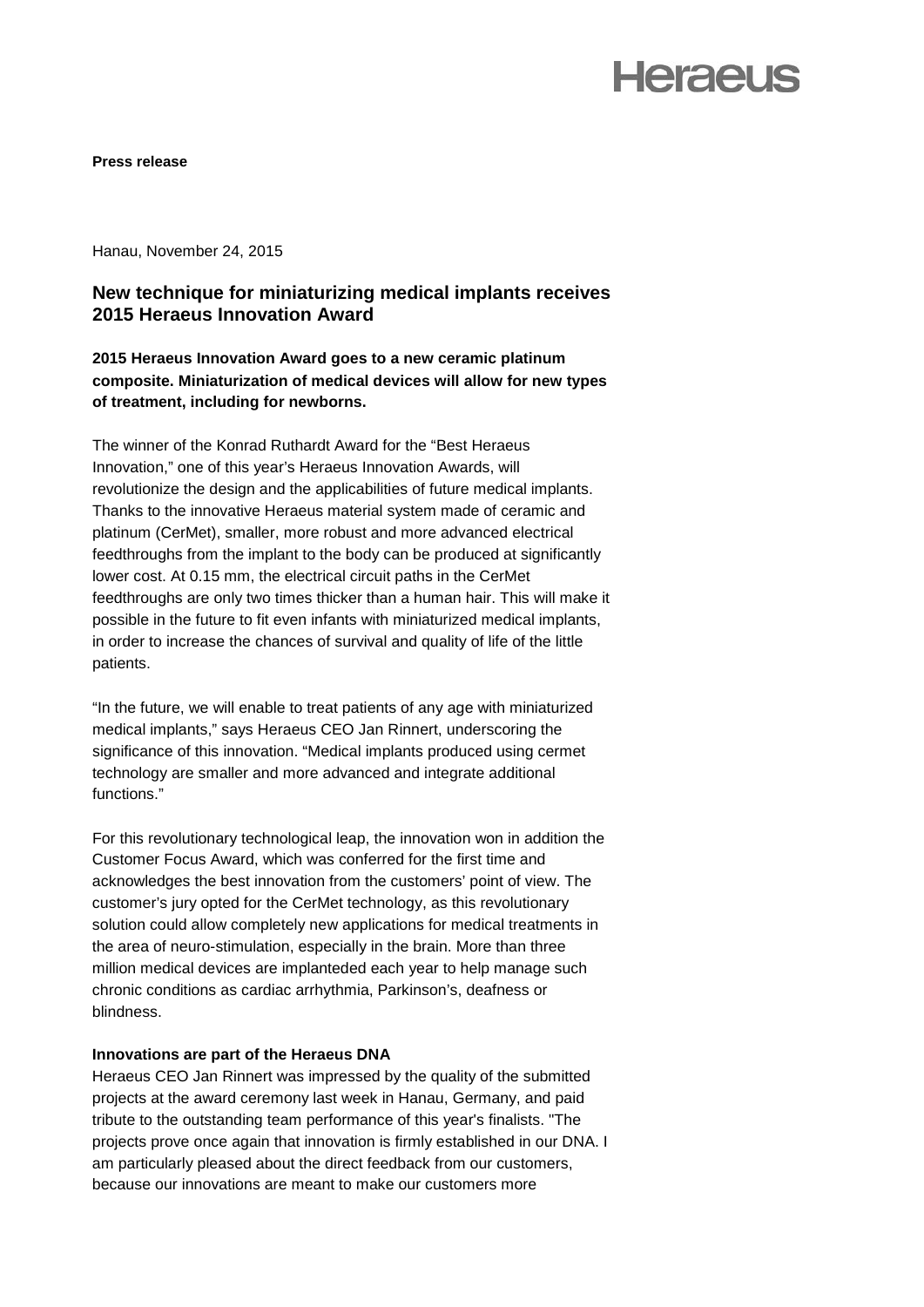Heraeus

**Press release**

Hanau, November 24, 2015

## New technique for miniaturizing medical implants receives 2015 Heraeus Innovation Award

**2015 Heraeus Innovation Award goes to a new ceramic platinum composite. Miniaturization of medical devices will allow for new types of treatment, including for newborns.**

The winner of the Konrad Ruthardt Award for the “Best Heraeus Innovation,” one of this year’s Heraeus Innovation Awards, will revolutionize the design and the applicabilities of future medical implants. Thanks to the innovative Heraeus material system made of ceramic and platinum (CerMet), smaller, more robust and more advanced electrical feedthroughs from the implant to the body can be produced at significantly lower cost. At 0.15 mm, the electrical circuit paths in the CerMet feedthroughs are only two times thicker than a human hair. This will make it possible in the future to fit even infants with miniaturized medical implants, in order to increase the chances of survival and quality of life of the little patients.

“In the future, we will enable to treat patients of any age with miniaturized medical implants,” says Heraeus CEO Jan Rinnert, underscoring the significance of this innovation. “Medical implants produced using cermet technology are smaller and more advanced and integrate additional functions.”

For this revolutionary technological leap, the innovation won in addition the Customer Focus Award, which was conferred for the first time and acknowledges the best innovation from the customers’ point of view. The customer’s jury opted for the CerMet technology, as this revolutionary solution could allow completely new applications for medical treatments in the area of neuro-stimulation, especially in the brain. More than three million medical devices are implanteded each year to help manage such chronic conditions as cardiac arrhythmia, Parkinson’s, deafness or blindness.

**Innovations are part of the Heraeus DNA**

Heraeus CEO Jan Rinnert was impressed by the quality of the submitted projects at the award ceremony last week in Hanau, Germany, and paid tribute to the outstanding team performance of this year's finalists. "The projects prove once again that innovation is firmly established in our DNA. I am particularly pleased about the direct feedback from our customers, because our innovations are meant to make our customers more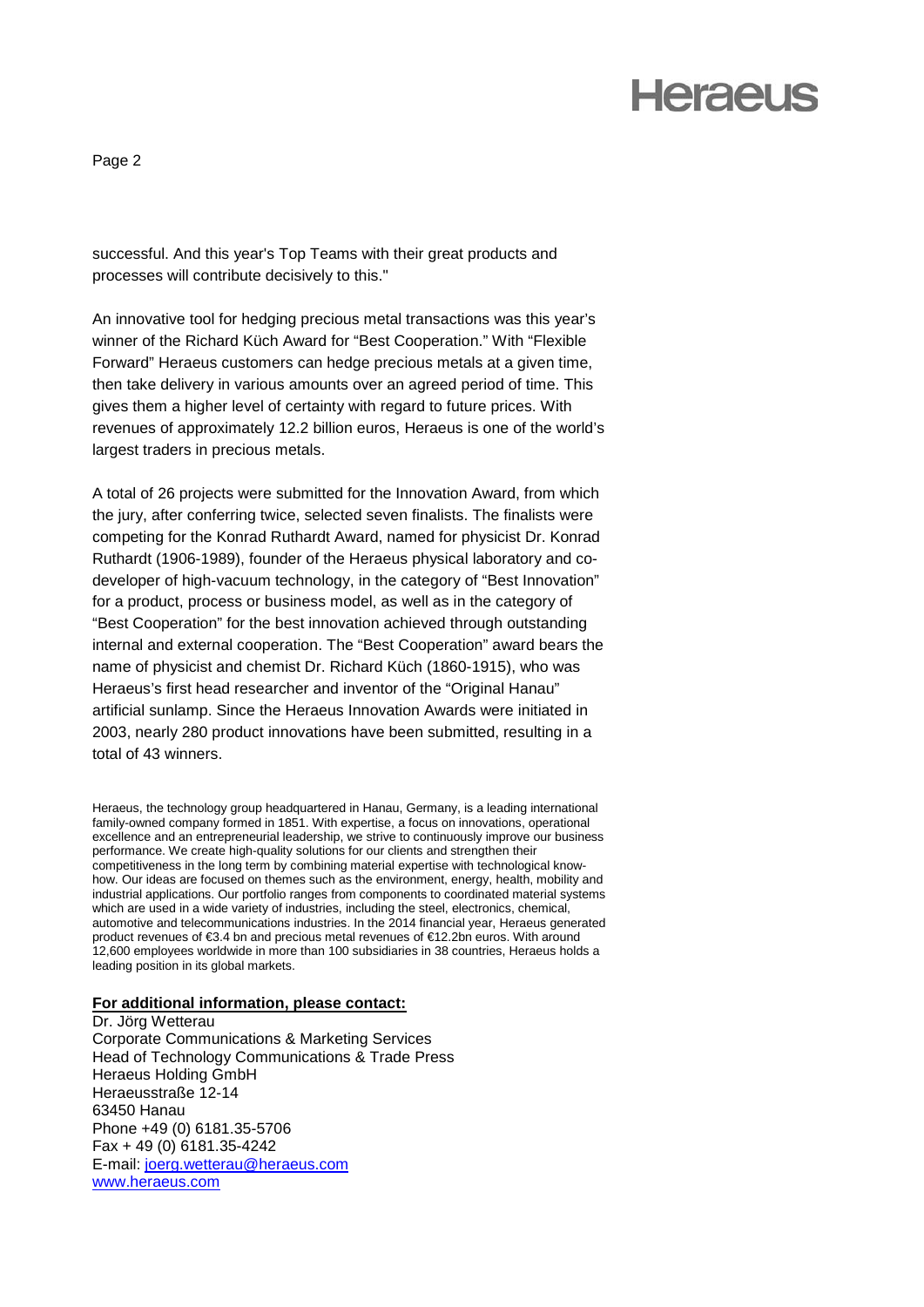successful. And this year's Top Teams with their great products and processes will contribute decisively to this."

An innovative tool for hedging precious metal transactions was this year's winner of the Richard Küch Award for "Best Cooperation." With "Flexible Forward" Heraeus customers can hedge precious metals at a given time, then take delivery in various amounts over an agreed period of time. This gives them a higher level of certainty with regard to future prices. With revenues of approximately 12.2 billion euros, Heraeus is one of the world's largest traders in precious metals.

A total of 26 projects were submitted for the Innovation Award, from which the jury, after conferring twice, selected seven finalists. The finalists were competing for the Konrad Ruthardt Award, named for physicist Dr. Konrad Ruthardt (1906-1989), founder of the Heraeus physical laboratory and co-developer of high-vacuum technology, in the category of "Best Innovation" for a product, process or business model, as well as in the category of "Best Cooperation" for the best innovation achieved through outstanding internal and external cooperation. The "Best Cooperation" award bears the name of physicist and chemist Dr. Richard Küch (1860-1915), who was Heraeus's first head researcher and inventor of the "Original Hanau" artificial sunlamp. Since the Heraeus Innovation Awards were initiated in 2003, nearly 280 product innovations have been submitted, resulting in a total of 43 winners.

Heraeus, the technology group headquartered in Hanau, Germany, is a leading international family-owned company formed in 1851. With expertise, a focus on innovations, operational excellence and an entrepreneurial leadership, we strive to continuously improve our business performance. We create high-quality solutions for our clients and strengthen their competitiveness in the long term by combining material expertise with technological know-how. Our ideas are focused on themes such as the environment, energy, health, mobility and industrial applications. Our portfolio ranges from components to coordinated material systems which are used in a wide variety of industries, including the steel, electronics, chemical, automotive and telecommunications industries. In the 2014 financial year, Heraeus generated product revenues of €3.4 bn and precious metal revenues of €12.2bn euros. With around 12,600 employees worldwide in more than 100 subsidiaries in 38 countries, Heraeus holds a leading position in its global markets.

**For additional information, please contact:**

Dr. Jörg Wetterau
Corporate Communications & Marketing Services
Head of Technology Communications & Trade Press
Heraeus Holding GmbH
Heraeusstraße 12-14
63450 Hanau
Phone +49 (0) 6181.35-5706
Fax + 49 (0) 6181.35-4242
E-mail: joerg.wetterau@heraeus.com
www.heraeus.com